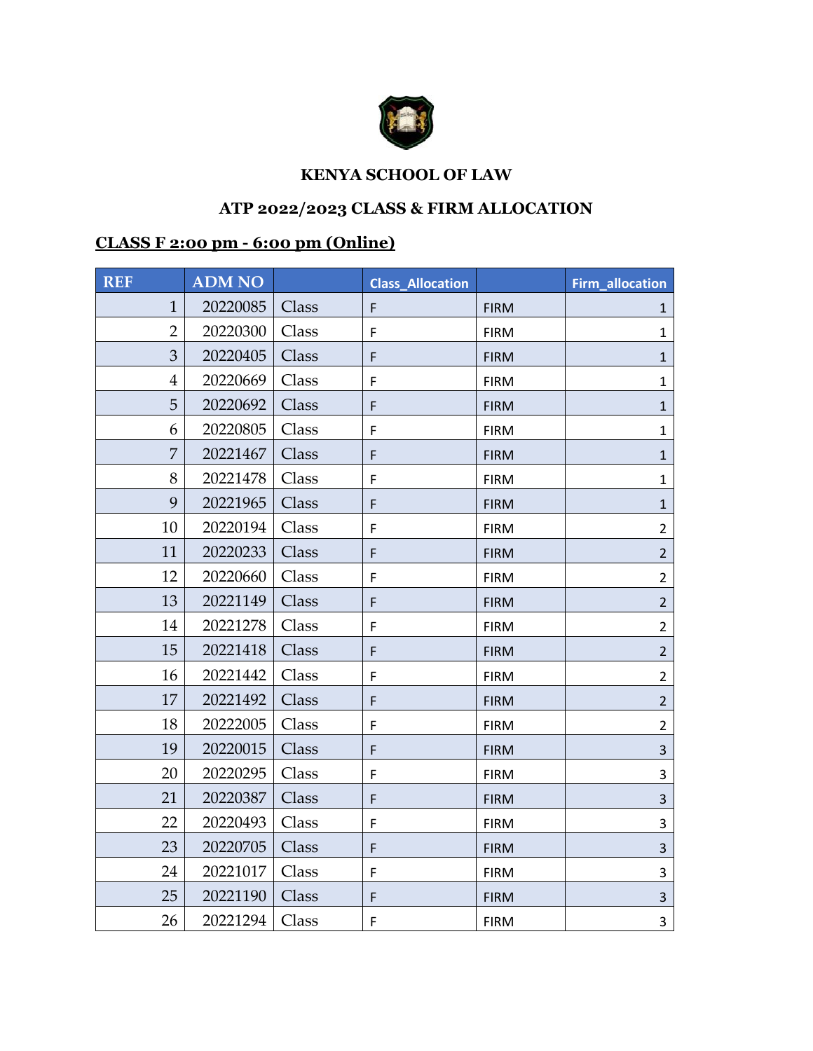# KENYA SCHOOL OF LAW

## ATP 2022/2023 CLASS & FIRM ALLOCATION

### CLASS F 2:00 pm - 6:00 pm (Online)

| REF | ADM NO | | Class_Allocation | | Firm_allocation |
|---|---|---|---|---|---|
| 1 | 20220085 | Class | F | FIRM | 1 |
| 2 | 20220300 | Class | F | FIRM | 1 |
| 3 | 20220405 | Class | F | FIRM | 1 |
| 4 | 20220669 | Class | F | FIRM | 1 |
| 5 | 20220692 | Class | F | FIRM | 1 |
| 6 | 20220805 | Class | F | FIRM | 1 |
| 7 | 20221467 | Class | F | FIRM | 1 |
| 8 | 20221478 | Class | F | FIRM | 1 |
| 9 | 20221965 | Class | F | FIRM | 1 |
| 10 | 20220194 | Class | F | FIRM | 2 |
| 11 | 20220233 | Class | F | FIRM | 2 |
| 12 | 20220660 | Class | F | FIRM | 2 |
| 13 | 20221149 | Class | F | FIRM | 2 |
| 14 | 20221278 | Class | F | FIRM | 2 |
| 15 | 20221418 | Class | F | FIRM | 2 |
| 16 | 20221442 | Class | F | FIRM | 2 |
| 17 | 20221492 | Class | F | FIRM | 2 |
| 18 | 20222005 | Class | F | FIRM | 2 |
| 19 | 20220015 | Class | F | FIRM | 3 |
| 20 | 20220295 | Class | F | FIRM | 3 |
| 21 | 20220387 | Class | F | FIRM | 3 |
| 22 | 20220493 | Class | F | FIRM | 3 |
| 23 | 20220705 | Class | F | FIRM | 3 |
| 24 | 20221017 | Class | F | FIRM | 3 |
| 25 | 20221190 | Class | F | FIRM | 3 |
| 26 | 20221294 | Class | F | FIRM | 3 |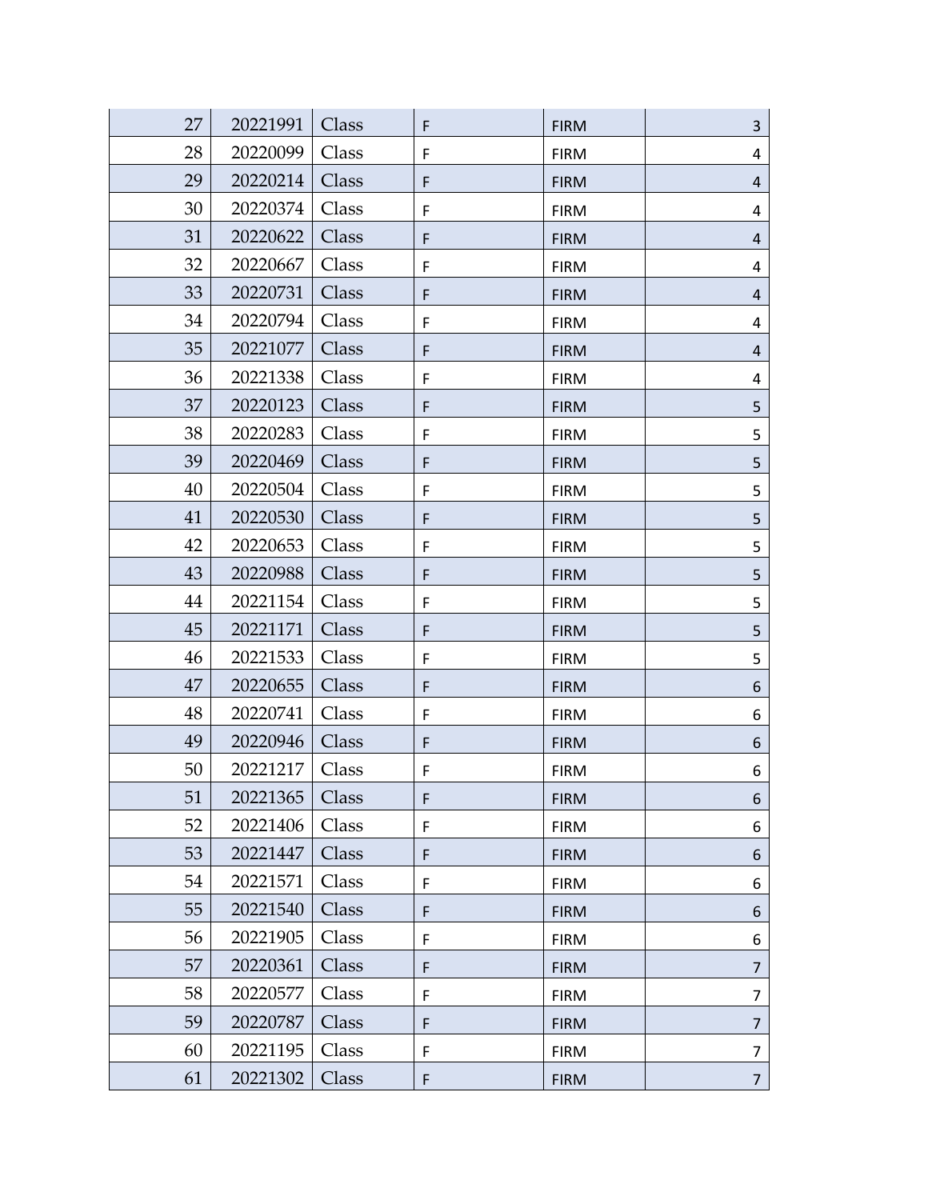| | | | | | |
|---|---|---|---|---|---|
| 27 | 20221991 | Class | F | FIRM | 3 |
| 28 | 20220099 | Class | F | FIRM | 4 |
| 29 | 20220214 | Class | F | FIRM | 4 |
| 30 | 20220374 | Class | F | FIRM | 4 |
| 31 | 20220622 | Class | F | FIRM | 4 |
| 32 | 20220667 | Class | F | FIRM | 4 |
| 33 | 20220731 | Class | F | FIRM | 4 |
| 34 | 20220794 | Class | F | FIRM | 4 |
| 35 | 20221077 | Class | F | FIRM | 4 |
| 36 | 20221338 | Class | F | FIRM | 4 |
| 37 | 20220123 | Class | F | FIRM | 5 |
| 38 | 20220283 | Class | F | FIRM | 5 |
| 39 | 20220469 | Class | F | FIRM | 5 |
| 40 | 20220504 | Class | F | FIRM | 5 |
| 41 | 20220530 | Class | F | FIRM | 5 |
| 42 | 20220653 | Class | F | FIRM | 5 |
| 43 | 20220988 | Class | F | FIRM | 5 |
| 44 | 20221154 | Class | F | FIRM | 5 |
| 45 | 20221171 | Class | F | FIRM | 5 |
| 46 | 20221533 | Class | F | FIRM | 5 |
| 47 | 20220655 | Class | F | FIRM | 6 |
| 48 | 20220741 | Class | F | FIRM | 6 |
| 49 | 20220946 | Class | F | FIRM | 6 |
| 50 | 20221217 | Class | F | FIRM | 6 |
| 51 | 20221365 | Class | F | FIRM | 6 |
| 52 | 20221406 | Class | F | FIRM | 6 |
| 53 | 20221447 | Class | F | FIRM | 6 |
| 54 | 20221571 | Class | F | FIRM | 6 |
| 55 | 20221540 | Class | F | FIRM | 6 |
| 56 | 20221905 | Class | F | FIRM | 6 |
| 57 | 20220361 | Class | F | FIRM | 7 |
| 58 | 20220577 | Class | F | FIRM | 7 |
| 59 | 20220787 | Class | F | FIRM | 7 |
| 60 | 20221195 | Class | F | FIRM | 7 |
| 61 | 20221302 | Class | F | FIRM | 7 |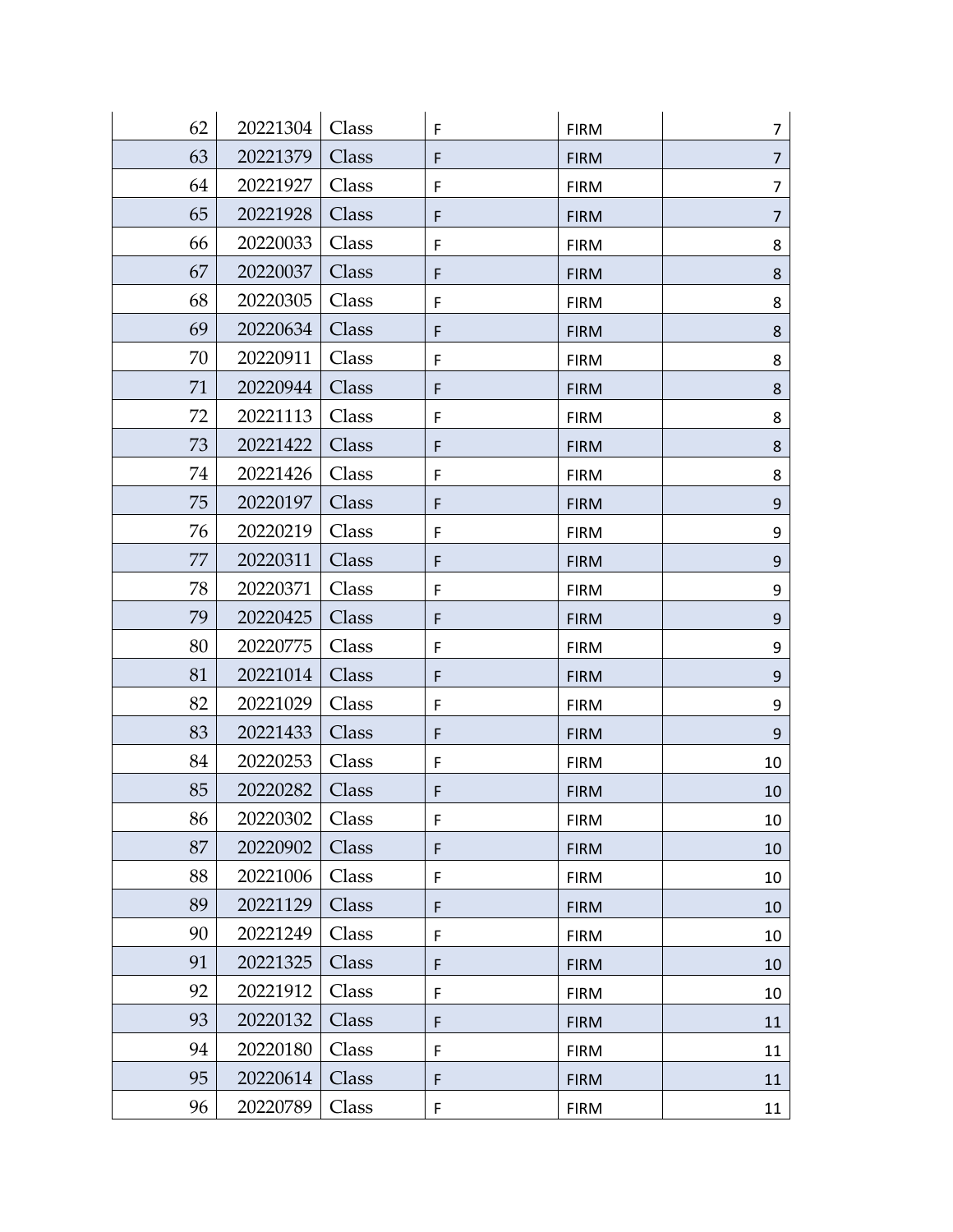| | | | | | |
|---|---|---|---|---|---|
| 62 | 20221304 | Class | F | FIRM | 7 |
| 63 | 20221379 | Class | F | FIRM | 7 |
| 64 | 20221927 | Class | F | FIRM | 7 |
| 65 | 20221928 | Class | F | FIRM | 7 |
| 66 | 20220033 | Class | F | FIRM | 8 |
| 67 | 20220037 | Class | F | FIRM | 8 |
| 68 | 20220305 | Class | F | FIRM | 8 |
| 69 | 20220634 | Class | F | FIRM | 8 |
| 70 | 20220911 | Class | F | FIRM | 8 |
| 71 | 20220944 | Class | F | FIRM | 8 |
| 72 | 20221113 | Class | F | FIRM | 8 |
| 73 | 20221422 | Class | F | FIRM | 8 |
| 74 | 20221426 | Class | F | FIRM | 8 |
| 75 | 20220197 | Class | F | FIRM | 9 |
| 76 | 20220219 | Class | F | FIRM | 9 |
| 77 | 20220311 | Class | F | FIRM | 9 |
| 78 | 20220371 | Class | F | FIRM | 9 |
| 79 | 20220425 | Class | F | FIRM | 9 |
| 80 | 20220775 | Class | F | FIRM | 9 |
| 81 | 20221014 | Class | F | FIRM | 9 |
| 82 | 20221029 | Class | F | FIRM | 9 |
| 83 | 20221433 | Class | F | FIRM | 9 |
| 84 | 20220253 | Class | F | FIRM | 10 |
| 85 | 20220282 | Class | F | FIRM | 10 |
| 86 | 20220302 | Class | F | FIRM | 10 |
| 87 | 20220902 | Class | F | FIRM | 10 |
| 88 | 20221006 | Class | F | FIRM | 10 |
| 89 | 20221129 | Class | F | FIRM | 10 |
| 90 | 20221249 | Class | F | FIRM | 10 |
| 91 | 20221325 | Class | F | FIRM | 10 |
| 92 | 20221912 | Class | F | FIRM | 10 |
| 93 | 20220132 | Class | F | FIRM | 11 |
| 94 | 20220180 | Class | F | FIRM | 11 |
| 95 | 20220614 | Class | F | FIRM | 11 |
| 96 | 20220789 | Class | F | FIRM | 11 |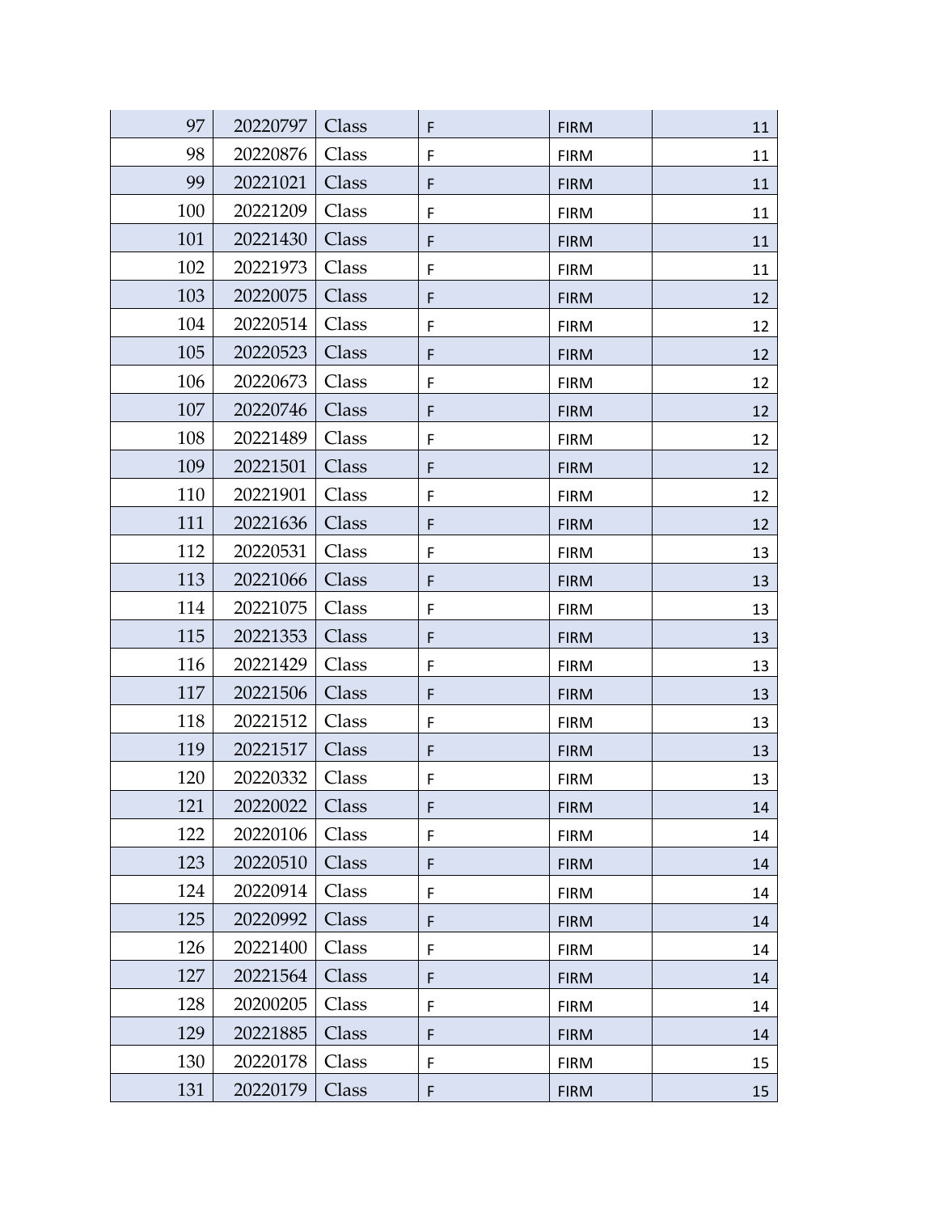| | | | | | |
|---|---|---|---|---|---|
| 97 | 20220797 | Class | F | FIRM | 11 |
| 98 | 20220876 | Class | F | FIRM | 11 |
| 99 | 20221021 | Class | F | FIRM | 11 |
| 100 | 20221209 | Class | F | FIRM | 11 |
| 101 | 20221430 | Class | F | FIRM | 11 |
| 102 | 20221973 | Class | F | FIRM | 11 |
| 103 | 20220075 | Class | F | FIRM | 12 |
| 104 | 20220514 | Class | F | FIRM | 12 |
| 105 | 20220523 | Class | F | FIRM | 12 |
| 106 | 20220673 | Class | F | FIRM | 12 |
| 107 | 20220746 | Class | F | FIRM | 12 |
| 108 | 20221489 | Class | F | FIRM | 12 |
| 109 | 20221501 | Class | F | FIRM | 12 |
| 110 | 20221901 | Class | F | FIRM | 12 |
| 111 | 20221636 | Class | F | FIRM | 12 |
| 112 | 20220531 | Class | F | FIRM | 13 |
| 113 | 20221066 | Class | F | FIRM | 13 |
| 114 | 20221075 | Class | F | FIRM | 13 |
| 115 | 20221353 | Class | F | FIRM | 13 |
| 116 | 20221429 | Class | F | FIRM | 13 |
| 117 | 20221506 | Class | F | FIRM | 13 |
| 118 | 20221512 | Class | F | FIRM | 13 |
| 119 | 20221517 | Class | F | FIRM | 13 |
| 120 | 20220332 | Class | F | FIRM | 13 |
| 121 | 20220022 | Class | F | FIRM | 14 |
| 122 | 20220106 | Class | F | FIRM | 14 |
| 123 | 20220510 | Class | F | FIRM | 14 |
| 124 | 20220914 | Class | F | FIRM | 14 |
| 125 | 20220992 | Class | F | FIRM | 14 |
| 126 | 20221400 | Class | F | FIRM | 14 |
| 127 | 20221564 | Class | F | FIRM | 14 |
| 128 | 20200205 | Class | F | FIRM | 14 |
| 129 | 20221885 | Class | F | FIRM | 14 |
| 130 | 20220178 | Class | F | FIRM | 15 |
| 131 | 20220179 | Class | F | FIRM | 15 |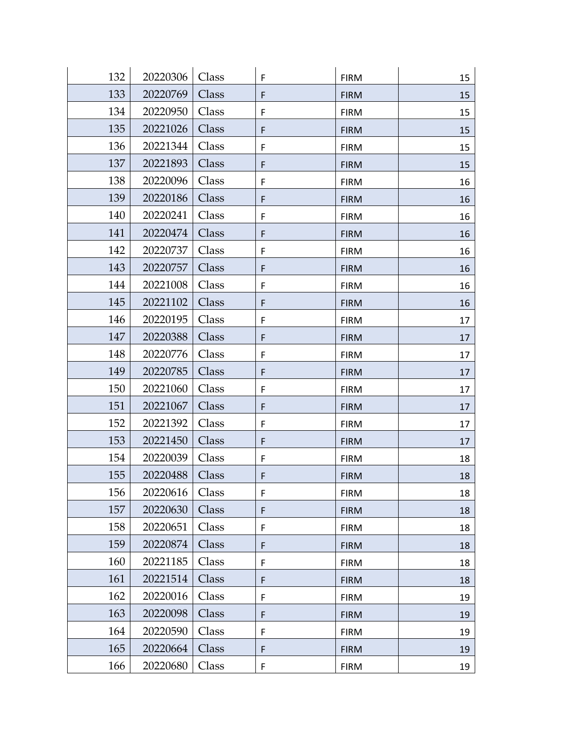| | | | | | |
|---|---|---|---|---|---|
| 132 | 20220306 | Class | F | FIRM | 15 |
| 133 | 20220769 | Class | F | FIRM | 15 |
| 134 | 20220950 | Class | F | FIRM | 15 |
| 135 | 20221026 | Class | F | FIRM | 15 |
| 136 | 20221344 | Class | F | FIRM | 15 |
| 137 | 20221893 | Class | F | FIRM | 15 |
| 138 | 20220096 | Class | F | FIRM | 16 |
| 139 | 20220186 | Class | F | FIRM | 16 |
| 140 | 20220241 | Class | F | FIRM | 16 |
| 141 | 20220474 | Class | F | FIRM | 16 |
| 142 | 20220737 | Class | F | FIRM | 16 |
| 143 | 20220757 | Class | F | FIRM | 16 |
| 144 | 20221008 | Class | F | FIRM | 16 |
| 145 | 20221102 | Class | F | FIRM | 16 |
| 146 | 20220195 | Class | F | FIRM | 17 |
| 147 | 20220388 | Class | F | FIRM | 17 |
| 148 | 20220776 | Class | F | FIRM | 17 |
| 149 | 20220785 | Class | F | FIRM | 17 |
| 150 | 20221060 | Class | F | FIRM | 17 |
| 151 | 20221067 | Class | F | FIRM | 17 |
| 152 | 20221392 | Class | F | FIRM | 17 |
| 153 | 20221450 | Class | F | FIRM | 17 |
| 154 | 20220039 | Class | F | FIRM | 18 |
| 155 | 20220488 | Class | F | FIRM | 18 |
| 156 | 20220616 | Class | F | FIRM | 18 |
| 157 | 20220630 | Class | F | FIRM | 18 |
| 158 | 20220651 | Class | F | FIRM | 18 |
| 159 | 20220874 | Class | F | FIRM | 18 |
| 160 | 20221185 | Class | F | FIRM | 18 |
| 161 | 20221514 | Class | F | FIRM | 18 |
| 162 | 20220016 | Class | F | FIRM | 19 |
| 163 | 20220098 | Class | F | FIRM | 19 |
| 164 | 20220590 | Class | F | FIRM | 19 |
| 165 | 20220664 | Class | F | FIRM | 19 |
| 166 | 20220680 | Class | F | FIRM | 19 |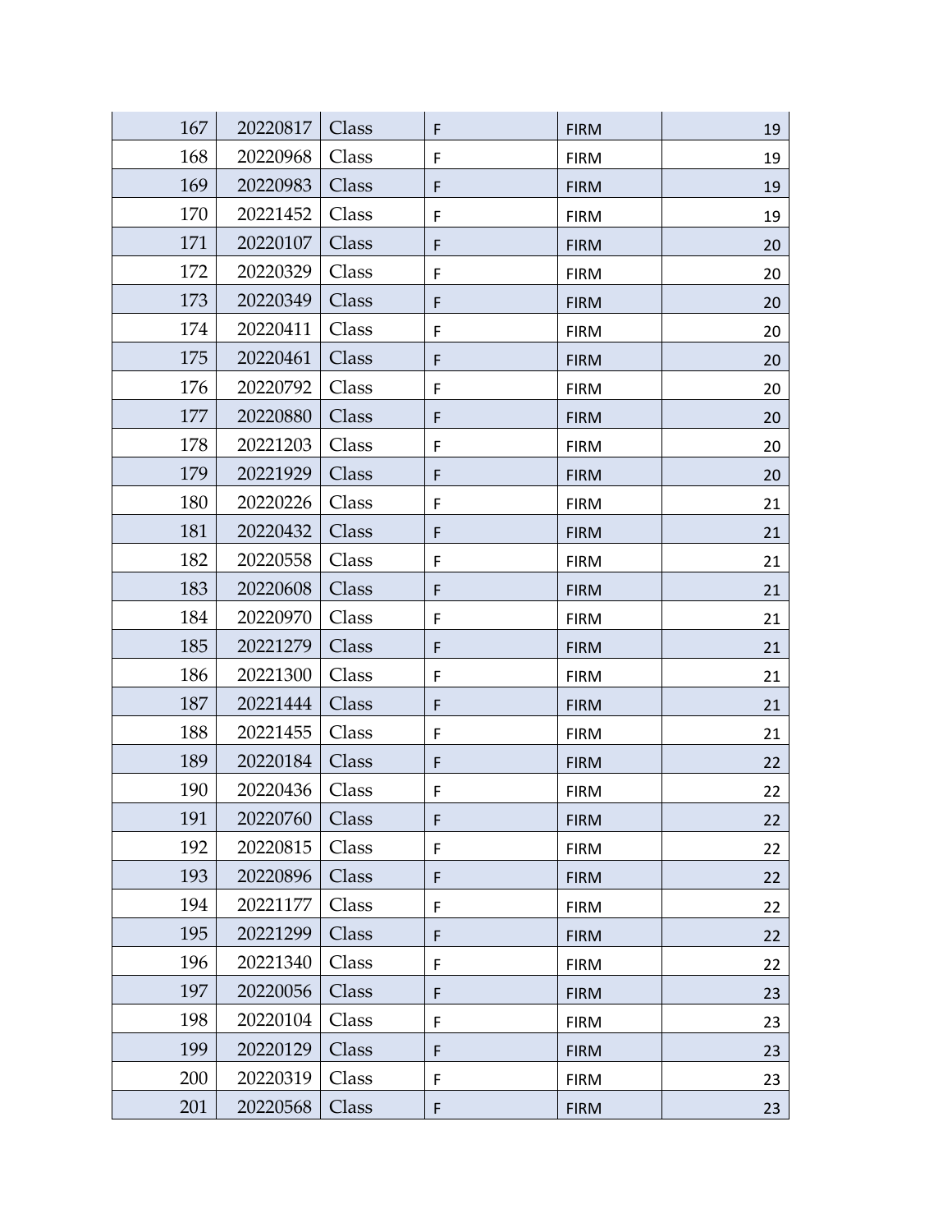| | | | | | |
|---|---|---|---|---|---|
| 167 | 20220817 | Class | F | FIRM | 19 |
| 168 | 20220968 | Class | F | FIRM | 19 |
| 169 | 20220983 | Class | F | FIRM | 19 |
| 170 | 20221452 | Class | F | FIRM | 19 |
| 171 | 20220107 | Class | F | FIRM | 20 |
| 172 | 20220329 | Class | F | FIRM | 20 |
| 173 | 20220349 | Class | F | FIRM | 20 |
| 174 | 20220411 | Class | F | FIRM | 20 |
| 175 | 20220461 | Class | F | FIRM | 20 |
| 176 | 20220792 | Class | F | FIRM | 20 |
| 177 | 20220880 | Class | F | FIRM | 20 |
| 178 | 20221203 | Class | F | FIRM | 20 |
| 179 | 20221929 | Class | F | FIRM | 20 |
| 180 | 20220226 | Class | F | FIRM | 21 |
| 181 | 20220432 | Class | F | FIRM | 21 |
| 182 | 20220558 | Class | F | FIRM | 21 |
| 183 | 20220608 | Class | F | FIRM | 21 |
| 184 | 20220970 | Class | F | FIRM | 21 |
| 185 | 20221279 | Class | F | FIRM | 21 |
| 186 | 20221300 | Class | F | FIRM | 21 |
| 187 | 20221444 | Class | F | FIRM | 21 |
| 188 | 20221455 | Class | F | FIRM | 21 |
| 189 | 20220184 | Class | F | FIRM | 22 |
| 190 | 20220436 | Class | F | FIRM | 22 |
| 191 | 20220760 | Class | F | FIRM | 22 |
| 192 | 20220815 | Class | F | FIRM | 22 |
| 193 | 20220896 | Class | F | FIRM | 22 |
| 194 | 20221177 | Class | F | FIRM | 22 |
| 195 | 20221299 | Class | F | FIRM | 22 |
| 196 | 20221340 | Class | F | FIRM | 22 |
| 197 | 20220056 | Class | F | FIRM | 23 |
| 198 | 20220104 | Class | F | FIRM | 23 |
| 199 | 20220129 | Class | F | FIRM | 23 |
| 200 | 20220319 | Class | F | FIRM | 23 |
| 201 | 20220568 | Class | F | FIRM | 23 |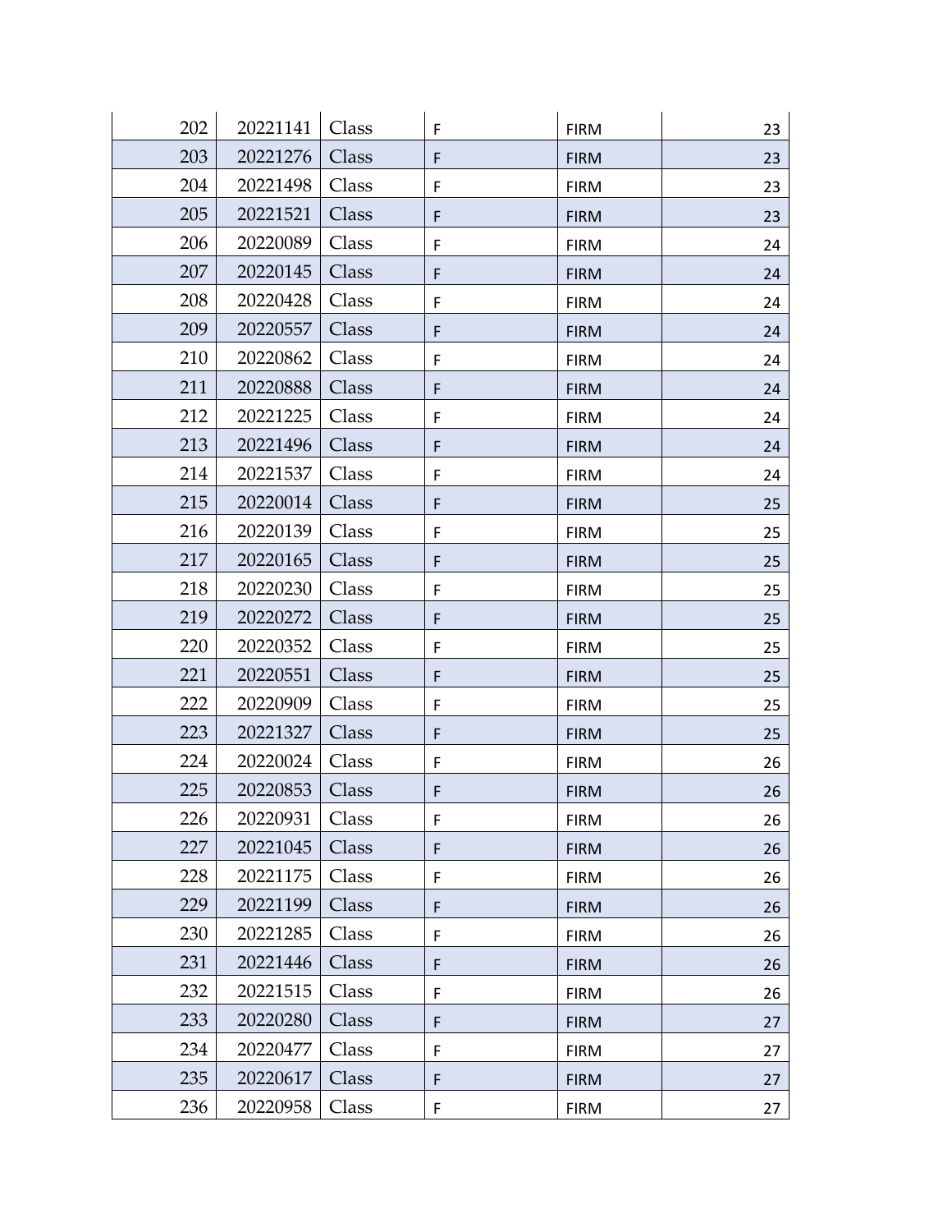| | | | | | |
|---|---|---|---|---|---|
| 202 | 20221141 | Class | F | FIRM | 23 |
| 203 | 20221276 | Class | F | FIRM | 23 |
| 204 | 20221498 | Class | F | FIRM | 23 |
| 205 | 20221521 | Class | F | FIRM | 23 |
| 206 | 20220089 | Class | F | FIRM | 24 |
| 207 | 20220145 | Class | F | FIRM | 24 |
| 208 | 20220428 | Class | F | FIRM | 24 |
| 209 | 20220557 | Class | F | FIRM | 24 |
| 210 | 20220862 | Class | F | FIRM | 24 |
| 211 | 20220888 | Class | F | FIRM | 24 |
| 212 | 20221225 | Class | F | FIRM | 24 |
| 213 | 20221496 | Class | F | FIRM | 24 |
| 214 | 20221537 | Class | F | FIRM | 24 |
| 215 | 20220014 | Class | F | FIRM | 25 |
| 216 | 20220139 | Class | F | FIRM | 25 |
| 217 | 20220165 | Class | F | FIRM | 25 |
| 218 | 20220230 | Class | F | FIRM | 25 |
| 219 | 20220272 | Class | F | FIRM | 25 |
| 220 | 20220352 | Class | F | FIRM | 25 |
| 221 | 20220551 | Class | F | FIRM | 25 |
| 222 | 20220909 | Class | F | FIRM | 25 |
| 223 | 20221327 | Class | F | FIRM | 25 |
| 224 | 20220024 | Class | F | FIRM | 26 |
| 225 | 20220853 | Class | F | FIRM | 26 |
| 226 | 20220931 | Class | F | FIRM | 26 |
| 227 | 20221045 | Class | F | FIRM | 26 |
| 228 | 20221175 | Class | F | FIRM | 26 |
| 229 | 20221199 | Class | F | FIRM | 26 |
| 230 | 20221285 | Class | F | FIRM | 26 |
| 231 | 20221446 | Class | F | FIRM | 26 |
| 232 | 20221515 | Class | F | FIRM | 26 |
| 233 | 20220280 | Class | F | FIRM | 27 |
| 234 | 20220477 | Class | F | FIRM | 27 |
| 235 | 20220617 | Class | F | FIRM | 27 |
| 236 | 20220958 | Class | F | FIRM | 27 |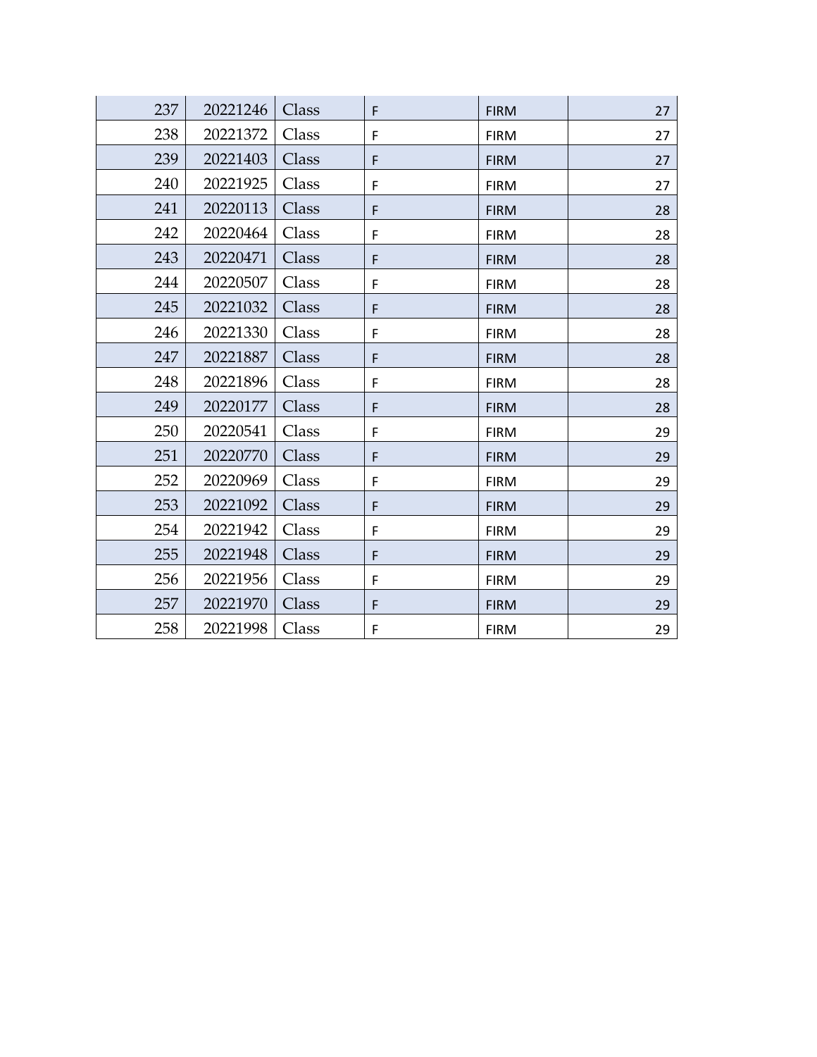| | | | | | |
|---|---|---|---|---|---|
| 237 | 20221246 | Class | F | FIRM | 27 |
| 238 | 20221372 | Class | F | FIRM | 27 |
| 239 | 20221403 | Class | F | FIRM | 27 |
| 240 | 20221925 | Class | F | FIRM | 27 |
| 241 | 20220113 | Class | F | FIRM | 28 |
| 242 | 20220464 | Class | F | FIRM | 28 |
| 243 | 20220471 | Class | F | FIRM | 28 |
| 244 | 20220507 | Class | F | FIRM | 28 |
| 245 | 20221032 | Class | F | FIRM | 28 |
| 246 | 20221330 | Class | F | FIRM | 28 |
| 247 | 20221887 | Class | F | FIRM | 28 |
| 248 | 20221896 | Class | F | FIRM | 28 |
| 249 | 20220177 | Class | F | FIRM | 28 |
| 250 | 20220541 | Class | F | FIRM | 29 |
| 251 | 20220770 | Class | F | FIRM | 29 |
| 252 | 20220969 | Class | F | FIRM | 29 |
| 253 | 20221092 | Class | F | FIRM | 29 |
| 254 | 20221942 | Class | F | FIRM | 29 |
| 255 | 20221948 | Class | F | FIRM | 29 |
| 256 | 20221956 | Class | F | FIRM | 29 |
| 257 | 20221970 | Class | F | FIRM | 29 |
| 258 | 20221998 | Class | F | FIRM | 29 |